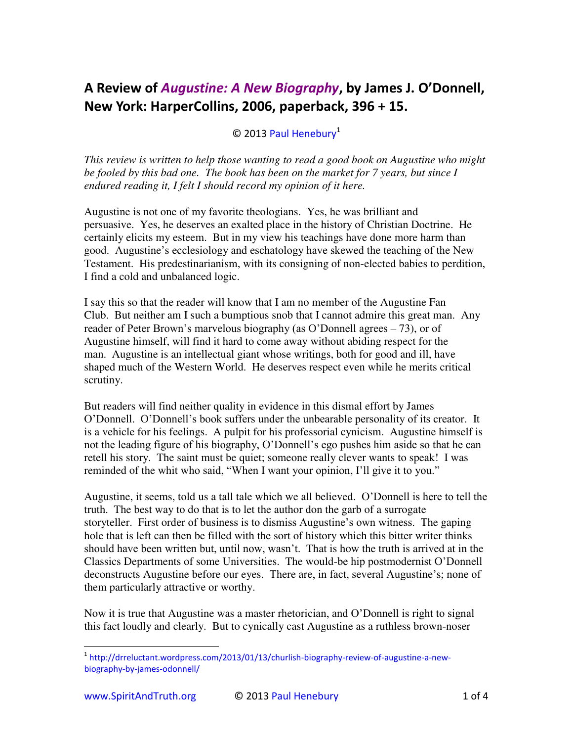# A Review of *Augustine: A New Biography*, by James J. O'Donnell, New York: HarperCollins, 2006, paperback, 396 + 15.

© 2013 Paul Henebury[1]

*This review is written to help those wanting to read a good book on Augustine who might be fooled by this bad one. The book has been on the market for 7 years, but since I endured reading it, I felt I should record my opinion of it here.*

Augustine is not one of my favorite theologians. Yes, he was brilliant and persuasive. Yes, he deserves an exalted place in the history of Christian Doctrine. He certainly elicits my esteem. But in my view his teachings have done more harm than good. Augustine's ecclesiology and eschatology have skewed the teaching of the New Testament. His predestinarianism, with its consigning of non-elected babies to perdition, I find a cold and unbalanced logic.

I say this so that the reader will know that I am no member of the Augustine Fan Club. But neither am I such a bumptious snob that I cannot admire this great man. Any reader of Peter Brown's marvelous biography (as O'Donnell agrees – 73), or of Augustine himself, will find it hard to come away without abiding respect for the man. Augustine is an intellectual giant whose writings, both for good and ill, have shaped much of the Western World. He deserves respect even while he merits critical scrutiny.

But readers will find neither quality in evidence in this dismal effort by James O'Donnell. O'Donnell's book suffers under the unbearable personality of its creator. It is a vehicle for his feelings. A pulpit for his professorial cynicism. Augustine himself is not the leading figure of his biography, O'Donnell's ego pushes him aside so that he can retell his story. The saint must be quiet; someone really clever wants to speak! I was reminded of the whit who said, "When I want your opinion, I'll give it to you."

Augustine, it seems, told us a tall tale which we all believed. O'Donnell is here to tell the truth. The best way to do that is to let the author don the garb of a surrogate storyteller. First order of business is to dismiss Augustine's own witness. The gaping hole that is left can then be filled with the sort of history which this bitter writer thinks should have been written but, until now, wasn't. That is how the truth is arrived at in the Classics Departments of some Universities. The would-be hip postmodernist O'Donnell deconstructs Augustine before our eyes. There are, in fact, several Augustine's; none of them particularly attractive or worthy.

Now it is true that Augustine was a master rhetorician, and O'Donnell is right to signal this fact loudly and clearly. But to cynically cast Augustine as a ruthless brown-noser

[1] http://drreluctant.wordpress.com/2013/01/13/churlish-biography-review-of-augustine-a-new-biography-by-james-odonnell/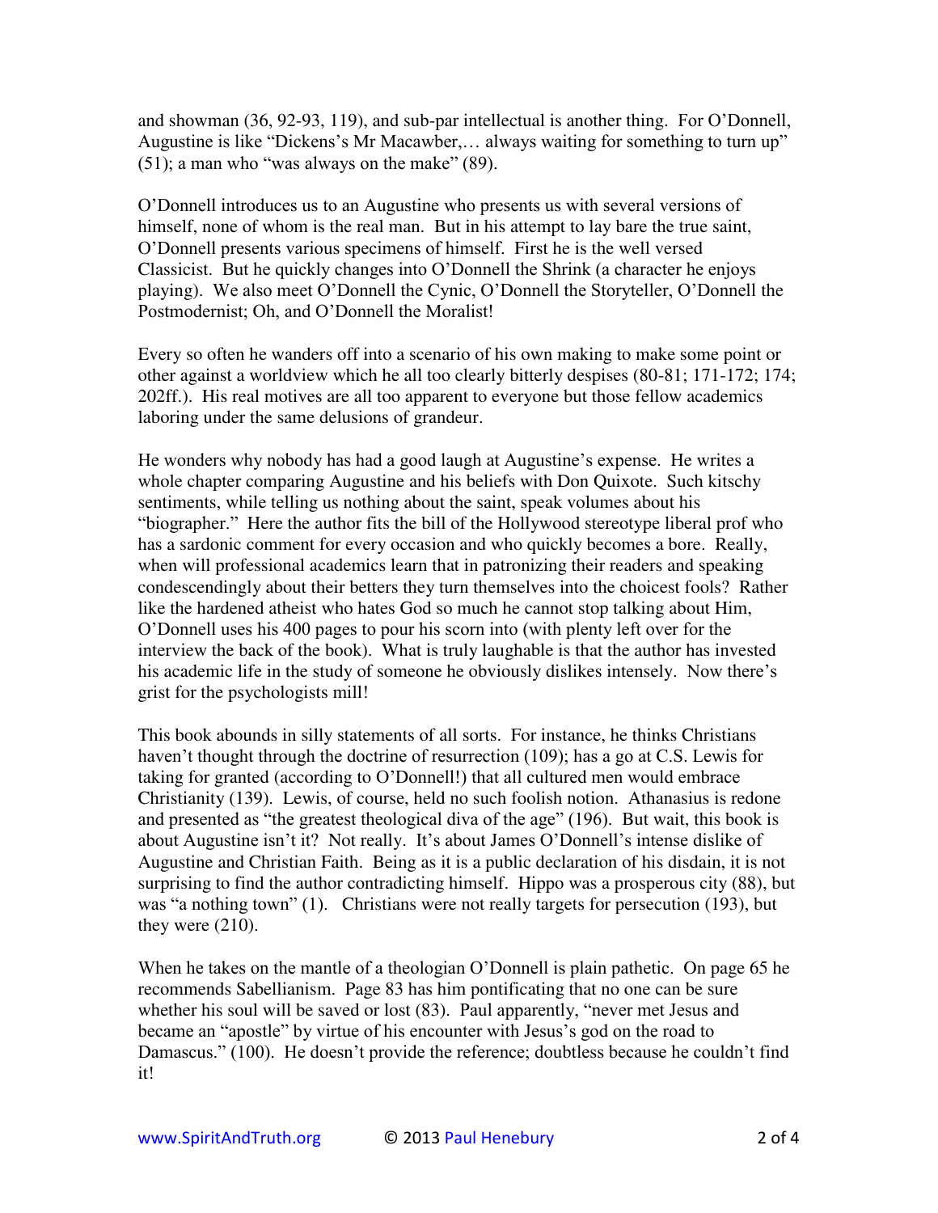and showman (36, 92-93, 119), and sub-par intellectual is another thing. For O'Donnell, Augustine is like "Dickens's Mr Macawber,… always waiting for something to turn up" (51); a man who "was always on the make" (89).

O'Donnell introduces us to an Augustine who presents us with several versions of himself, none of whom is the real man. But in his attempt to lay bare the true saint, O'Donnell presents various specimens of himself. First he is the well versed Classicist. But he quickly changes into O'Donnell the Shrink (a character he enjoys playing). We also meet O'Donnell the Cynic, O'Donnell the Storyteller, O'Donnell the Postmodernist; Oh, and O'Donnell the Moralist!

Every so often he wanders off into a scenario of his own making to make some point or other against a worldview which he all too clearly bitterly despises (80-81; 171-172; 174; 202ff.). His real motives are all too apparent to everyone but those fellow academics laboring under the same delusions of grandeur.

He wonders why nobody has had a good laugh at Augustine's expense. He writes a whole chapter comparing Augustine and his beliefs with Don Quixote. Such kitschy sentiments, while telling us nothing about the saint, speak volumes about his "biographer." Here the author fits the bill of the Hollywood stereotype liberal prof who has a sardonic comment for every occasion and who quickly becomes a bore. Really, when will professional academics learn that in patronizing their readers and speaking condescendingly about their betters they turn themselves into the choicest fools? Rather like the hardened atheist who hates God so much he cannot stop talking about Him, O'Donnell uses his 400 pages to pour his scorn into (with plenty left over for the interview the back of the book). What is truly laughable is that the author has invested his academic life in the study of someone he obviously dislikes intensely. Now there's grist for the psychologists mill!

This book abounds in silly statements of all sorts. For instance, he thinks Christians haven't thought through the doctrine of resurrection (109); has a go at C.S. Lewis for taking for granted (according to O'Donnell!) that all cultured men would embrace Christianity (139). Lewis, of course, held no such foolish notion. Athanasius is redone and presented as "the greatest theological diva of the age" (196). But wait, this book is about Augustine isn't it? Not really. It's about James O'Donnell's intense dislike of Augustine and Christian Faith. Being as it is a public declaration of his disdain, it is not surprising to find the author contradicting himself. Hippo was a prosperous city (88), but was "a nothing town" (1). Christians were not really targets for persecution (193), but they were (210).

When he takes on the mantle of a theologian O'Donnell is plain pathetic. On page 65 he recommends Sabellianism. Page 83 has him pontificating that no one can be sure whether his soul will be saved or lost (83). Paul apparently, "never met Jesus and became an "apostle" by virtue of his encounter with Jesus's god on the road to Damascus." (100). He doesn't provide the reference; doubtless because he couldn't find it!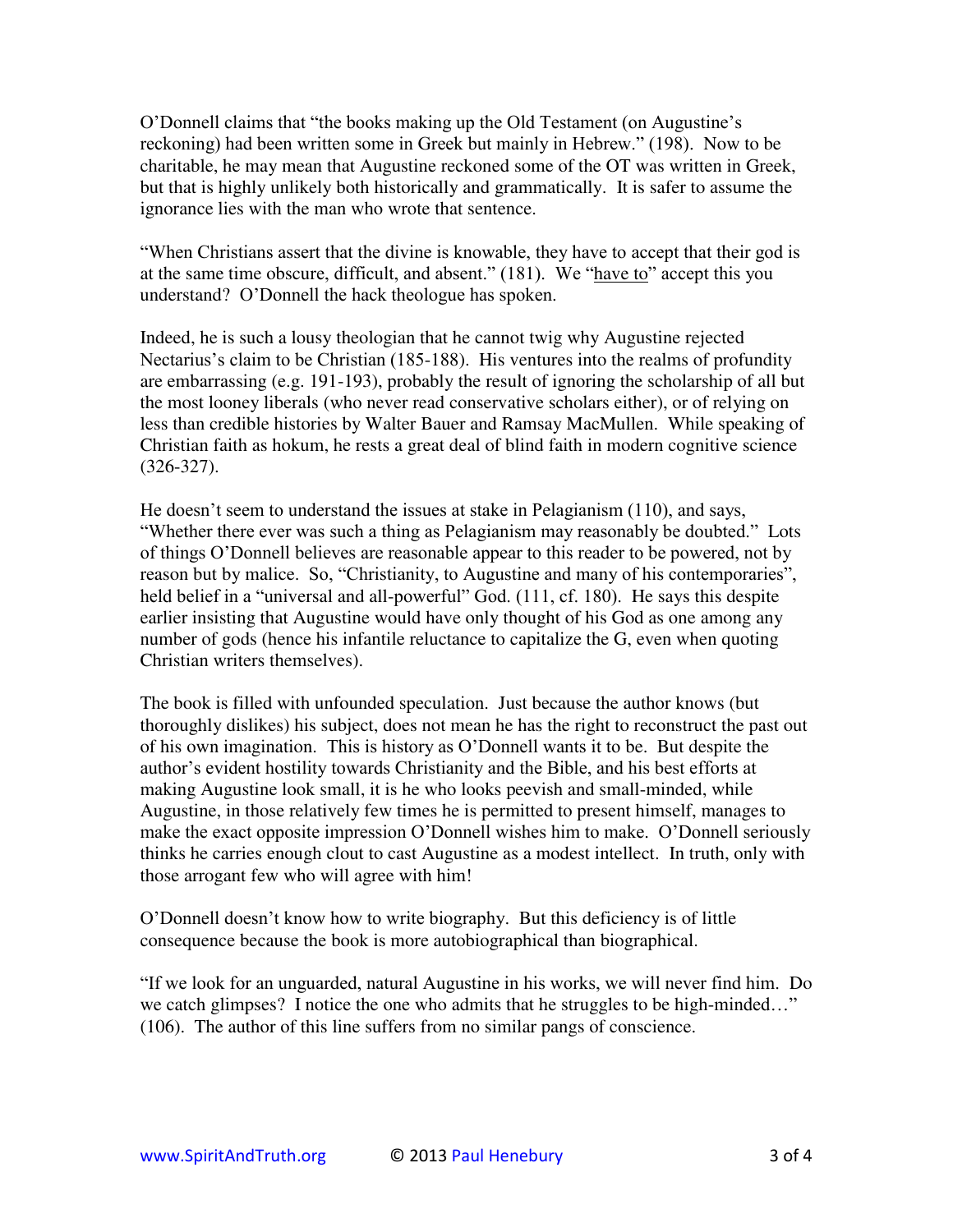O'Donnell claims that "the books making up the Old Testament (on Augustine's reckoning) had been written some in Greek but mainly in Hebrew." (198). Now to be charitable, he may mean that Augustine reckoned some of the OT was written in Greek, but that is highly unlikely both historically and grammatically. It is safer to assume the ignorance lies with the man who wrote that sentence.

"When Christians assert that the divine is knowable, they have to accept that their god is at the same time obscure, difficult, and absent." (181). We "have to" accept this you understand? O'Donnell the hack theologue has spoken.

Indeed, he is such a lousy theologian that he cannot twig why Augustine rejected Nectarius's claim to be Christian (185-188). His ventures into the realms of profundity are embarrassing (e.g. 191-193), probably the result of ignoring the scholarship of all but the most looney liberals (who never read conservative scholars either), or of relying on less than credible histories by Walter Bauer and Ramsay MacMullen. While speaking of Christian faith as hokum, he rests a great deal of blind faith in modern cognitive science (326-327).

He doesn't seem to understand the issues at stake in Pelagianism (110), and says, "Whether there ever was such a thing as Pelagianism may reasonably be doubted." Lots of things O'Donnell believes are reasonable appear to this reader to be powered, not by reason but by malice. So, "Christianity, to Augustine and many of his contemporaries", held belief in a "universal and all-powerful" God. (111, cf. 180). He says this despite earlier insisting that Augustine would have only thought of his God as one among any number of gods (hence his infantile reluctance to capitalize the G, even when quoting Christian writers themselves).

The book is filled with unfounded speculation. Just because the author knows (but thoroughly dislikes) his subject, does not mean he has the right to reconstruct the past out of his own imagination. This is history as O'Donnell wants it to be. But despite the author's evident hostility towards Christianity and the Bible, and his best efforts at making Augustine look small, it is he who looks peevish and small-minded, while Augustine, in those relatively few times he is permitted to present himself, manages to make the exact opposite impression O'Donnell wishes him to make. O'Donnell seriously thinks he carries enough clout to cast Augustine as a modest intellect. In truth, only with those arrogant few who will agree with him!

O'Donnell doesn't know how to write biography. But this deficiency is of little consequence because the book is more autobiographical than biographical.

"If we look for an unguarded, natural Augustine in his works, we will never find him. Do we catch glimpses? I notice the one who admits that he struggles to be high-minded…" (106). The author of this line suffers from no similar pangs of conscience.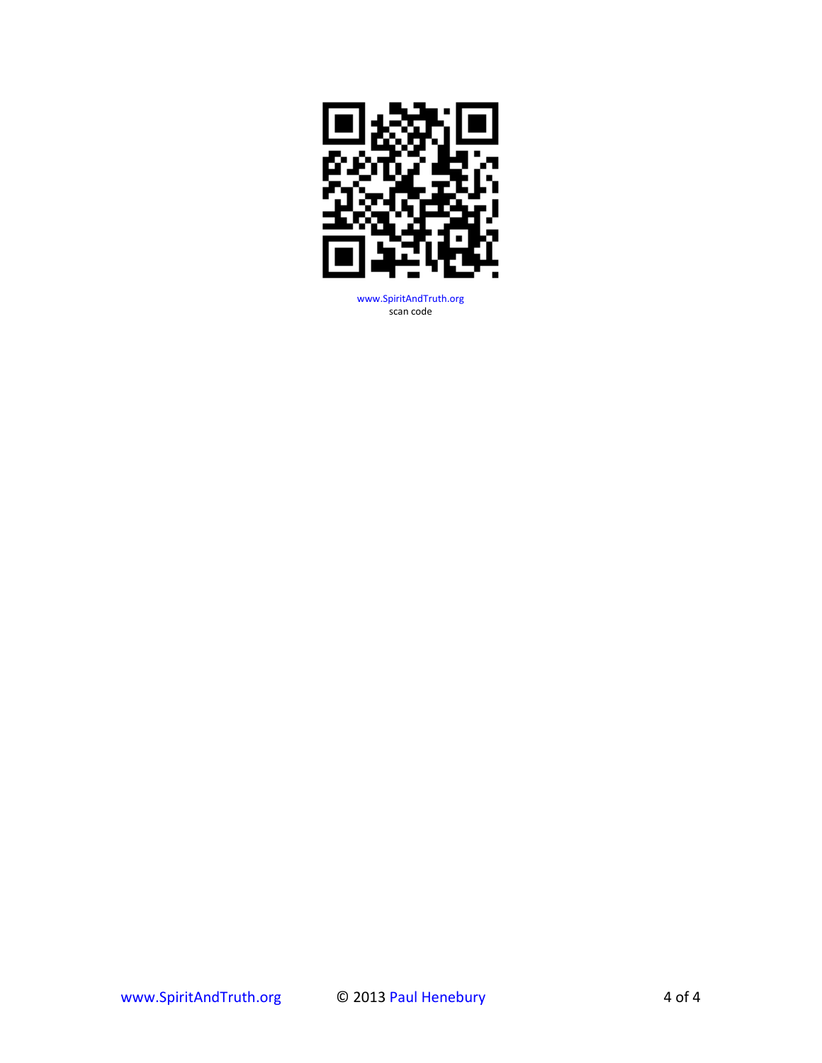www.SpiritAndTruth.org
scan code